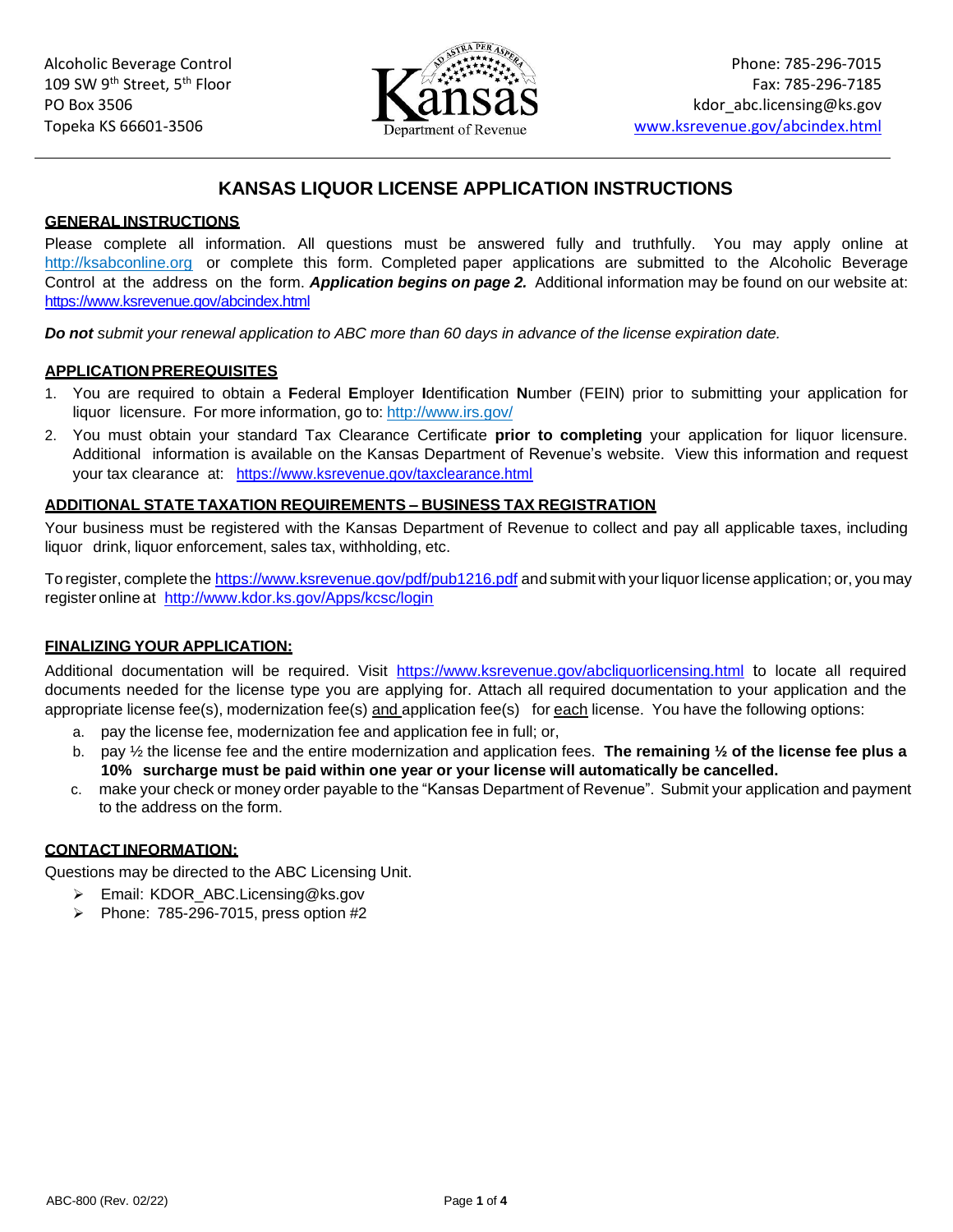Alcoholic Beverage Control
109 SW 9th Street, 5th Floor
PO Box 3506
Topeka KS 66601-3506

Kansas Department of Revenue

Phone: 785-296-7015
Fax: 785-296-7185
kdor_abc.licensing@ks.gov
www.ksrevenue.gov/abcindex.html

# KANSAS LIQUOR LICENSE APPLICATION INSTRUCTIONS

## GENERAL INSTRUCTIONS

Please complete all information. All questions must be answered fully and truthfully. You may apply online at http://ksabconline.org or complete this form. Completed paper applications are submitted to the Alcoholic Beverage Control at the address on the form. ***Application begins on page 2.*** Additional information may be found on our website at: https://www.ksrevenue.gov/abcindex.html

***Do not*** *submit your renewal application to ABC more than 60 days in advance of the license expiration date.*

## APPLICATION PREREQUISITES

1. You are required to obtain a **F**ederal **E**mployer **I**dentification **N**umber (FEIN) prior to submitting your application for liquor licensure. For more information, go to: http://www.irs.gov/
2. You must obtain your standard Tax Clearance Certificate **prior to completing** your application for liquor licensure. Additional information is available on the Kansas Department of Revenue's website. View this information and request your tax clearance at: https://www.ksrevenue.gov/taxclearance.html

## ADDITIONAL STATE TAXATION REQUIREMENTS – BUSINESS TAX REGISTRATION

Your business must be registered with the Kansas Department of Revenue to collect and pay all applicable taxes, including liquor drink, liquor enforcement, sales tax, withholding, etc.

To register, complete the https://www.ksrevenue.gov/pdf/pub1216.pdf and submit with your liquor license application; or, you may register online at http://www.kdor.ks.gov/Apps/kcsc/login

## FINALIZING YOUR APPLICATION:

Additional documentation will be required. Visit https://www.ksrevenue.gov/abcliquorlicensing.html to locate all required documents needed for the license type you are applying for. Attach all required documentation to your application and the appropriate license fee(s), modernization fee(s) and application fee(s) for each license. You have the following options:

a. pay the license fee, modernization fee and application fee in full; or,
b. pay ½ the license fee and the entire modernization and application fees. **The remaining ½ of the license fee plus a 10% surcharge must be paid within one year or your license will automatically be cancelled.**
c. make your check or money order payable to the "Kansas Department of Revenue". Submit your application and payment to the address on the form.

## CONTACT INFORMATION:

Questions may be directed to the ABC Licensing Unit.

- Email: KDOR_ABC.Licensing@ks.gov
- Phone: 785-296-7015, press option #2

ABC-800 (Rev. 02/22)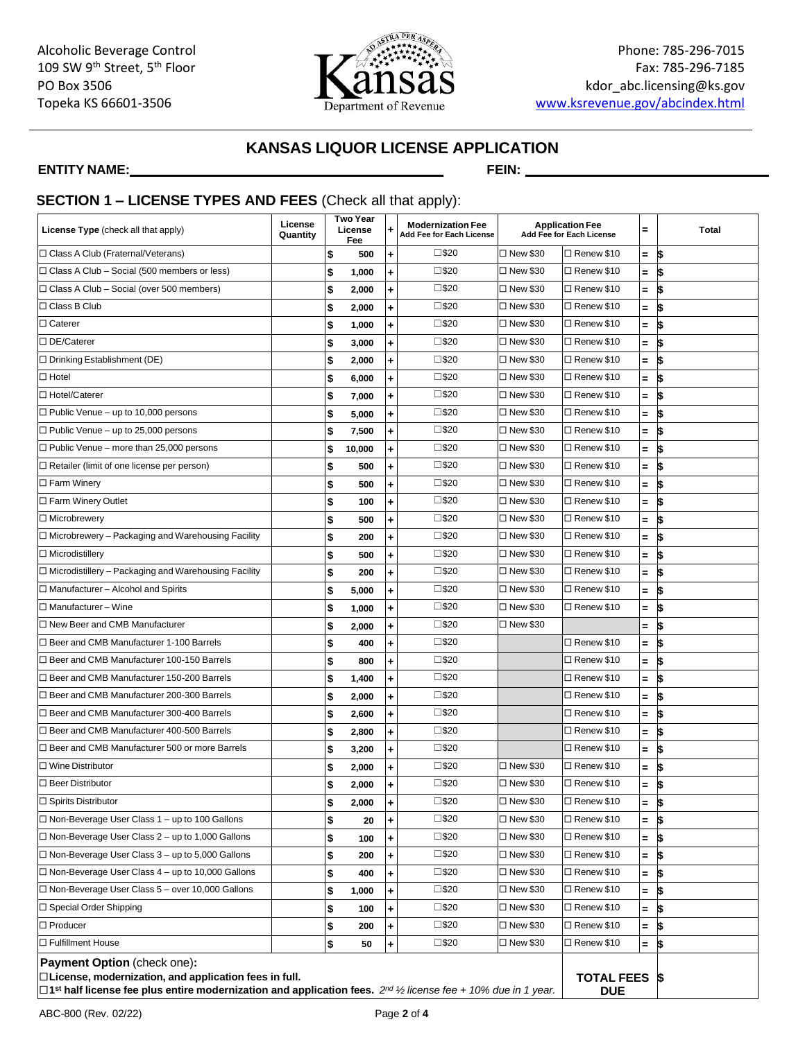Alcoholic Beverage Control
109 SW 9th Street, 5th Floor
PO Box 3506
Topeka KS 66601-3506

Kansas Department of Revenue

Phone: 785-296-7015
Fax: 785-296-7185
kdor_abc.licensing@ks.gov
www.ksrevenue.gov/abcindex.html

# KANSAS LIQUOR LICENSE APPLICATION

**ENTITY NAME:** \_\_\_\_\_\_\_\_\_\_\_\_\_\_\_\_\_\_\_\_\_\_\_\_\_\_\_\_\_\_ **FEIN:** \_\_\_\_\_\_\_\_\_\_\_\_\_\_\_\_\_\_\_\_\_\_\_\_

## SECTION 1 – LICENSE TYPES AND FEES (Check all that apply):

| License Type (check all that apply) | License Quantity | Two Year License Fee | + | Modernization Fee Add Fee for Each License | Application Fee Add Fee for Each License | | = | Total |
|---|---|---|---|---|---|---|---|---|
| ☐ Class A Club (Fraternal/Veterans) | | $ 500 | + | ☐$20 | ☐ New $30 | ☐ Renew $10 | = | $ |
| ☐ Class A Club – Social (500 members or less) | | $ 1,000 | + | ☐$20 | ☐ New $30 | ☐ Renew $10 | = | $ |
| ☐ Class A Club – Social (over 500 members) | | $ 2,000 | + | ☐$20 | ☐ New $30 | ☐ Renew $10 | = | $ |
| ☐ Class B Club | | $ 2,000 | + | ☐$20 | ☐ New $30 | ☐ Renew $10 | = | $ |
| ☐ Caterer | | $ 1,000 | + | ☐$20 | ☐ New $30 | ☐ Renew $10 | = | $ |
| ☐ DE/Caterer | | $ 3,000 | + | ☐$20 | ☐ New $30 | ☐ Renew $10 | = | $ |
| ☐ Drinking Establishment (DE) | | $ 2,000 | + | ☐$20 | ☐ New $30 | ☐ Renew $10 | = | $ |
| ☐ Hotel | | $ 6,000 | + | ☐$20 | ☐ New $30 | ☐ Renew $10 | = | $ |
| ☐ Hotel/Caterer | | $ 7,000 | + | ☐$20 | ☐ New $30 | ☐ Renew $10 | = | $ |
| ☐ Public Venue – up to 10,000 persons | | $ 5,000 | + | ☐$20 | ☐ New $30 | ☐ Renew $10 | = | $ |
| ☐ Public Venue – up to 25,000 persons | | $ 7,500 | + | ☐$20 | ☐ New $30 | ☐ Renew $10 | = | $ |
| ☐ Public Venue – more than 25,000 persons | | $ 10,000 | + | ☐$20 | ☐ New $30 | ☐ Renew $10 | = | $ |
| ☐ Retailer (limit of one license per person) | | $ 500 | + | ☐$20 | ☐ New $30 | ☐ Renew $10 | = | $ |
| ☐ Farm Winery | | $ 500 | + | ☐$20 | ☐ New $30 | ☐ Renew $10 | = | $ |
| ☐ Farm Winery Outlet | | $ 100 | + | ☐$20 | ☐ New $30 | ☐ Renew $10 | = | $ |
| ☐ Microbrewery | | $ 500 | + | ☐$20 | ☐ New $30 | ☐ Renew $10 | = | $ |
| ☐ Microbrewery – Packaging and Warehousing Facility | | $ 200 | + | ☐$20 | ☐ New $30 | ☐ Renew $10 | = | $ |
| ☐ Microdistillery | | $ 500 | + | ☐$20 | ☐ New $30 | ☐ Renew $10 | = | $ |
| ☐ Microdistillery – Packaging and Warehousing Facility | | $ 200 | + | ☐$20 | ☐ New $30 | ☐ Renew $10 | = | $ |
| ☐ Manufacturer – Alcohol and Spirits | | $ 5,000 | + | ☐$20 | ☐ New $30 | ☐ Renew $10 | = | $ |
| ☐ Manufacturer – Wine | | $ 1,000 | + | ☐$20 | ☐ New $30 | ☐ Renew $10 | = | $ |
| ☐ New Beer and CMB Manufacturer | | $ 2,000 | + | ☐$20 | ☐ New $30 | | = | $ |
| ☐ Beer and CMB Manufacturer 1-100 Barrels | | $ 400 | + | ☐$20 | | ☐ Renew $10 | = | $ |
| ☐ Beer and CMB Manufacturer 100-150 Barrels | | $ 800 | + | ☐$20 | | ☐ Renew $10 | = | $ |
| ☐ Beer and CMB Manufacturer 150-200 Barrels | | $ 1,400 | + | ☐$20 | | ☐ Renew $10 | = | $ |
| ☐ Beer and CMB Manufacturer 200-300 Barrels | | $ 2,000 | + | ☐$20 | | ☐ Renew $10 | = | $ |
| ☐ Beer and CMB Manufacturer 300-400 Barrels | | $ 2,600 | + | ☐$20 | | ☐ Renew $10 | = | $ |
| ☐ Beer and CMB Manufacturer 400-500 Barrels | | $ 2,800 | + | ☐$20 | | ☐ Renew $10 | = | $ |
| ☐ Beer and CMB Manufacturer 500 or more Barrels | | $ 3,200 | + | ☐$20 | | ☐ Renew $10 | = | $ |
| ☐ Wine Distributor | | $ 2,000 | + | ☐$20 | ☐ New $30 | ☐ Renew $10 | = | $ |
| ☐ Beer Distributor | | $ 2,000 | + | ☐$20 | ☐ New $30 | ☐ Renew $10 | = | $ |
| ☐ Spirits Distributor | | $ 2,000 | + | ☐$20 | ☐ New $30 | ☐ Renew $10 | = | $ |
| ☐ Non-Beverage User Class 1 – up to 100 Gallons | | $ 20 | + | ☐$20 | ☐ New $30 | ☐ Renew $10 | = | $ |
| ☐ Non-Beverage User Class 2 – up to 1,000 Gallons | | $ 100 | + | ☐$20 | ☐ New $30 | ☐ Renew $10 | = | $ |
| ☐ Non-Beverage User Class 3 – up to 5,000 Gallons | | $ 200 | + | ☐$20 | ☐ New $30 | ☐ Renew $10 | = | $ |
| ☐ Non-Beverage User Class 4 – up to 10,000 Gallons | | $ 400 | + | ☐$20 | ☐ New $30 | ☐ Renew $10 | = | $ |
| ☐ Non-Beverage User Class 5 – over 10,000 Gallons | | $ 1,000 | + | ☐$20 | ☐ New $30 | ☐ Renew $10 | = | $ |
| ☐ Special Order Shipping | | $ 100 | + | ☐$20 | ☐ New $30 | ☐ Renew $10 | = | $ |
| ☐ Producer | | $ 200 | + | ☐$20 | ☐ New $30 | ☐ Renew $10 | = | $ |
| ☐ Fulfillment House | | $ 50 | + | ☐$20 | ☐ New $30 | ☐ Renew $10 | = | $ |

**Payment Option** (check one)**:**

☐**License, modernization, and application fees in full.**

☐**1st half license fee plus entire modernization and application fees.** *2nd ½ license fee + 10% due in 1 year.*

**TOTAL FEES DUE** $

ABC-800 (Rev. 02/22)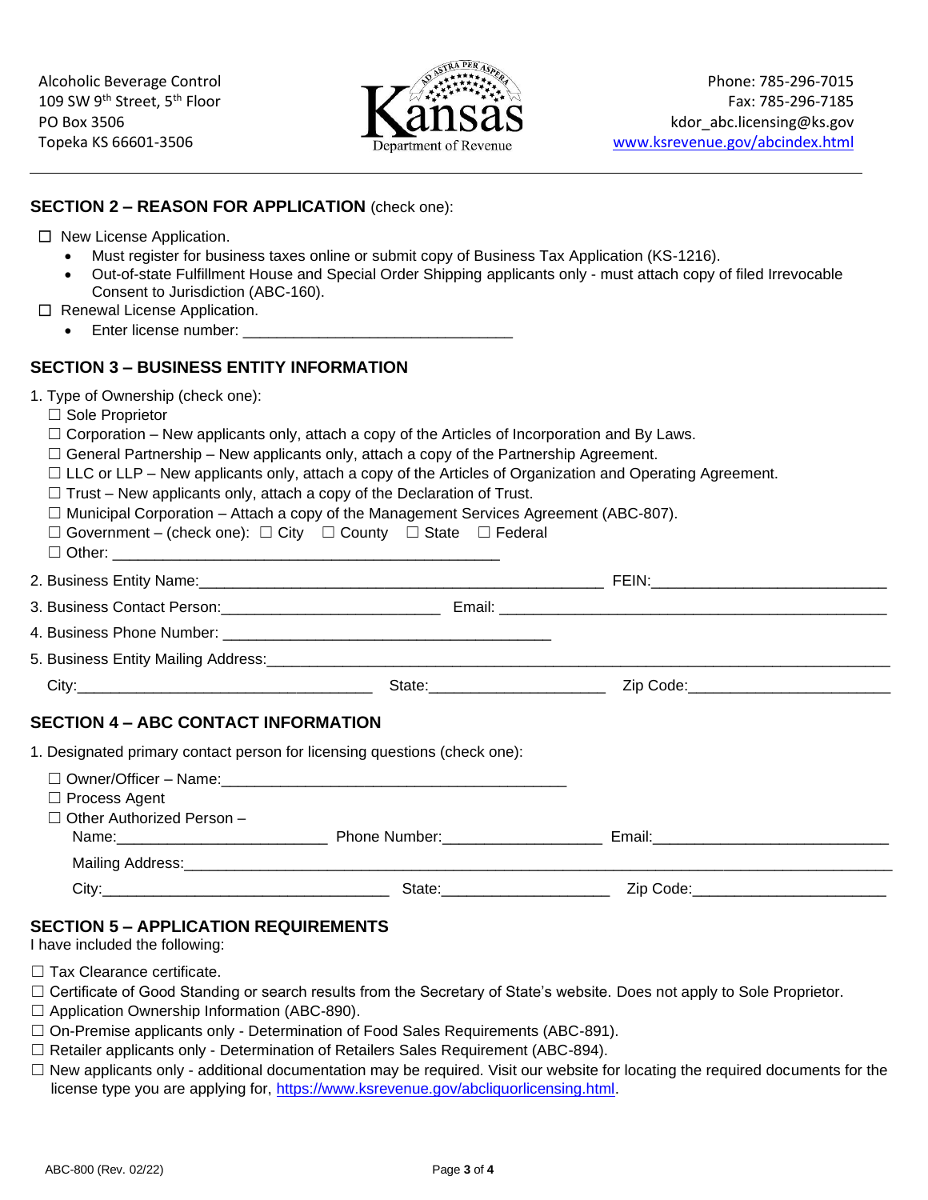Alcoholic Beverage Control
109 SW 9th Street, 5th Floor
PO Box 3506
Topeka KS 66601-3506

Kansas Department of Revenue

Phone: 785-296-7015
Fax: 785-296-7185
kdor_abc.licensing@ks.gov
www.ksrevenue.gov/abcindex.html

## SECTION 2 – REASON FOR APPLICATION (check one):

☐ New License Application.
- Must register for business taxes online or submit copy of Business Tax Application (KS-1216).
- Out-of-state Fulfillment House and Special Order Shipping applicants only - must attach copy of filed Irrevocable Consent to Jurisdiction (ABC-160).

☐ Renewal License Application.
- Enter license number: ________________________________

## SECTION 3 – BUSINESS ENTITY INFORMATION

1. Type of Ownership (check one):
   - ☐ Sole Proprietor
   - ☐ Corporation – New applicants only, attach a copy of the Articles of Incorporation and By Laws.
   - ☐ General Partnership – New applicants only, attach a copy of the Partnership Agreement.
   - ☐ LLC or LLP – New applicants only, attach a copy of the Articles of Organization and Operating Agreement.
   - ☐ Trust – New applicants only, attach a copy of the Declaration of Trust.
   - ☐ Municipal Corporation – Attach a copy of the Management Services Agreement (ABC-807).
   - ☐ Government – (check one): ☐ City ☐ County ☐ State ☐ Federal
   - ☐ Other: ____________________________________________

2. Business Entity Name:________________________________________________ FEIN:___________________________

3. Business Contact Person:_________________________ Email: ____________________________________________

4. Business Phone Number: _______________________________________

5. Business Entity Mailing Address:_________________________________________________________________________

   City:__________________________________ State:____________________ Zip Code:______________________

## SECTION 4 – ABC CONTACT INFORMATION

1. Designated primary contact person for licensing questions (check one):
   - ☐ Owner/Officer – Name:_________________________________________
   - ☐ Process Agent
   - ☐ Other Authorized Person –

   Name:_________________________ Phone Number:__________________ Email:___________________________

   Mailing Address:_______________________________________________________________________________

   City:_________________________________ State:___________________ Zip Code:______________________

## SECTION 5 – APPLICATION REQUIREMENTS

I have included the following:

- ☐ Tax Clearance certificate.
- ☐ Certificate of Good Standing or search results from the Secretary of State's website. Does not apply to Sole Proprietor.
- ☐ Application Ownership Information (ABC-890).
- ☐ On-Premise applicants only - Determination of Food Sales Requirements (ABC-891).
- ☐ Retailer applicants only - Determination of Retailers Sales Requirement (ABC-894).
- ☐ New applicants only - additional documentation may be required. Visit our website for locating the required documents for the license type you are applying for, https://www.ksrevenue.gov/abcliquorlicensing.html.

ABC-800 (Rev. 02/22)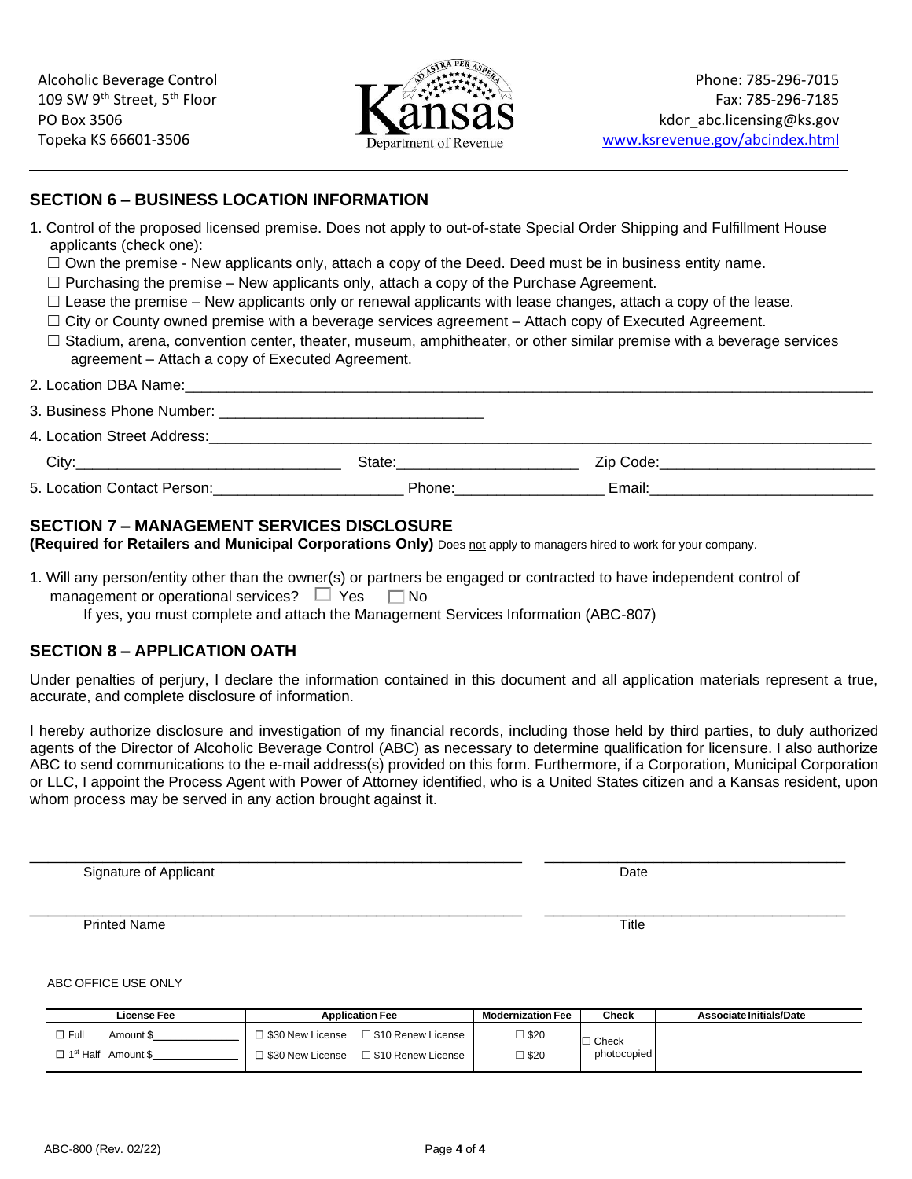Alcoholic Beverage Control
109 SW 9th Street, 5th Floor
PO Box 3506
Topeka KS 66601-3506

Kansas Department of Revenue

Phone: 785-296-7015
Fax: 785-296-7185
kdor_abc.licensing@ks.gov
www.ksrevenue.gov/abcindex.html

## SECTION 6 – BUSINESS LOCATION INFORMATION

1. Control of the proposed licensed premise. Does not apply to out-of-state Special Order Shipping and Fulfillment House applicants (check one):
   - ☐ Own the premise - New applicants only, attach a copy of the Deed. Deed must be in business entity name.
   - ☐ Purchasing the premise – New applicants only, attach a copy of the Purchase Agreement.
   - ☐ Lease the premise – New applicants only or renewal applicants with lease changes, attach a copy of the lease.
   - ☐ City or County owned premise with a beverage services agreement – Attach copy of Executed Agreement.
   - ☐ Stadium, arena, convention center, theater, museum, amphitheater, or other similar premise with a beverage services agreement – Attach a copy of Executed Agreement.
2. Location DBA Name:______________________________
3. Business Phone Number: ______________________________
4. Location Street Address:______________________________
   City:______________________ State:______________________ Zip Code:______________________
5. Location Contact Person:______________________ Phone:__________________ Email:______________________

## SECTION 7 – MANAGEMENT SERVICES DISCLOSURE

**(Required for Retailers and Municipal Corporations Only)** Does not apply to managers hired to work for your company.

1. Will any person/entity other than the owner(s) or partners be engaged or contracted to have independent control of management or operational services? ☐ Yes ☐ No
   If yes, you must complete and attach the Management Services Information (ABC-807)

## SECTION 8 – APPLICATION OATH

Under penalties of perjury, I declare the information contained in this document and all application materials represent a true, accurate, and complete disclosure of information.

I hereby authorize disclosure and investigation of my financial records, including those held by third parties, to duly authorized agents of the Director of Alcoholic Beverage Control (ABC) as necessary to determine qualification for licensure. I also authorize ABC to send communications to the e-mail address(s) provided on this form. Furthermore, if a Corporation, Municipal Corporation or LLC, I appoint the Process Agent with Power of Attorney identified, who is a United States citizen and a Kansas resident, upon whom process may be served in any action brought against it.

______________________________ Signature of Applicant ______________________________ Date

______________________________ Printed Name ______________________________ Title

ABC OFFICE USE ONLY

| License Fee | Application Fee | | Modernization Fee | Check | Associate Initials/Date |
|---|---|---|---|---|---|
| ☐ Full Amount $________ | ☐ $30 New License | ☐ $10 Renew License | ☐ $20 | ☐ Check photocopied | |
| ☐ 1st Half Amount $________ | ☐ $30 New License | ☐ $10 Renew License | ☐ $20 | | |

ABC-800 (Rev. 02/22)